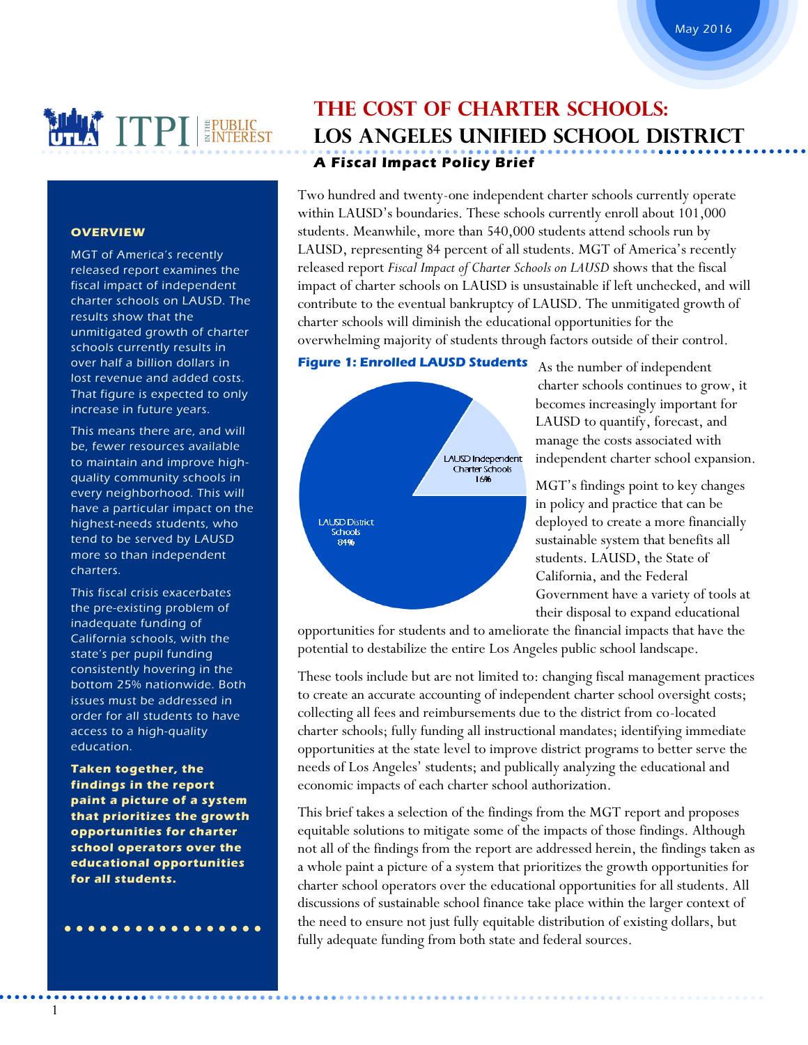May 2016

UTLA ITPI IN THE PUBLIC INTEREST

# THE COST OF CHARTER SCHOOLS: LOS ANGELES UNIFIED SCHOOL DISTRICT

### A Fiscal Impact Policy Brief

**OVERVIEW**

MGT of America's recently released report examines the fiscal impact of independent charter schools on LAUSD. The results show that the unmitigated growth of charter schools currently results in over half a billion dollars in lost revenue and added costs. That figure is expected to only increase in future years.

This means there are, and will be, fewer resources available to maintain and improve high-quality community schools in every neighborhood. This will have a particular impact on the highest-needs students, who tend to be served by LAUSD more so than independent charters.

This fiscal crisis exacerbates the pre-existing problem of inadequate funding of California schools, with the state's per pupil funding consistently hovering in the bottom 25% nationwide. Both issues must be addressed in order for all students to have access to a high-quality education.

**Taken together, the findings in the report paint a picture of a system that prioritizes the growth opportunities for charter school operators over the educational opportunities for all students.**

Two hundred and twenty-one independent charter schools currently operate within LAUSD's boundaries. These schools currently enroll about 101,000 students. Meanwhile, more than 540,000 students attend schools run by LAUSD, representing 84 percent of all students. MGT of America's recently released report *Fiscal Impact of Charter Schools on LAUSD* shows that the fiscal impact of charter schools on LAUSD is unsustainable if left unchecked, and will contribute to the eventual bankruptcy of LAUSD. The unmitigated growth of charter schools will diminish the educational opportunities for the overwhelming majority of students through factors outside of their control.

**Figure 1: Enrolled LAUSD Students**

LAUSD Independent Charter Schools 16%

LAUSD District Schools 84%

As the number of independent charter schools continues to grow, it becomes increasingly important for LAUSD to quantify, forecast, and manage the costs associated with independent charter school expansion.

MGT's findings point to key changes in policy and practice that can be deployed to create a more financially sustainable system that benefits all students. LAUSD, the State of California, and the Federal Government have a variety of tools at their disposal to expand educational opportunities for students and to ameliorate the financial impacts that have the potential to destabilize the entire Los Angeles public school landscape.

These tools include but are not limited to: changing fiscal management practices to create an accurate accounting of independent charter school oversight costs; collecting all fees and reimbursements due to the district from co-located charter schools; fully funding all instructional mandates; identifying immediate opportunities at the state level to improve district programs to better serve the needs of Los Angeles' students; and publically analyzing the educational and economic impacts of each charter school authorization.

This brief takes a selection of the findings from the MGT report and proposes equitable solutions to mitigate some of the impacts of those findings. Although not all of the findings from the report are addressed herein, the findings taken as a whole paint a picture of a system that prioritizes the growth opportunities for charter school operators over the educational opportunities for all students. All discussions of sustainable school finance take place within the larger context of the need to ensure not just fully equitable distribution of existing dollars, but fully adequate funding from both state and federal sources.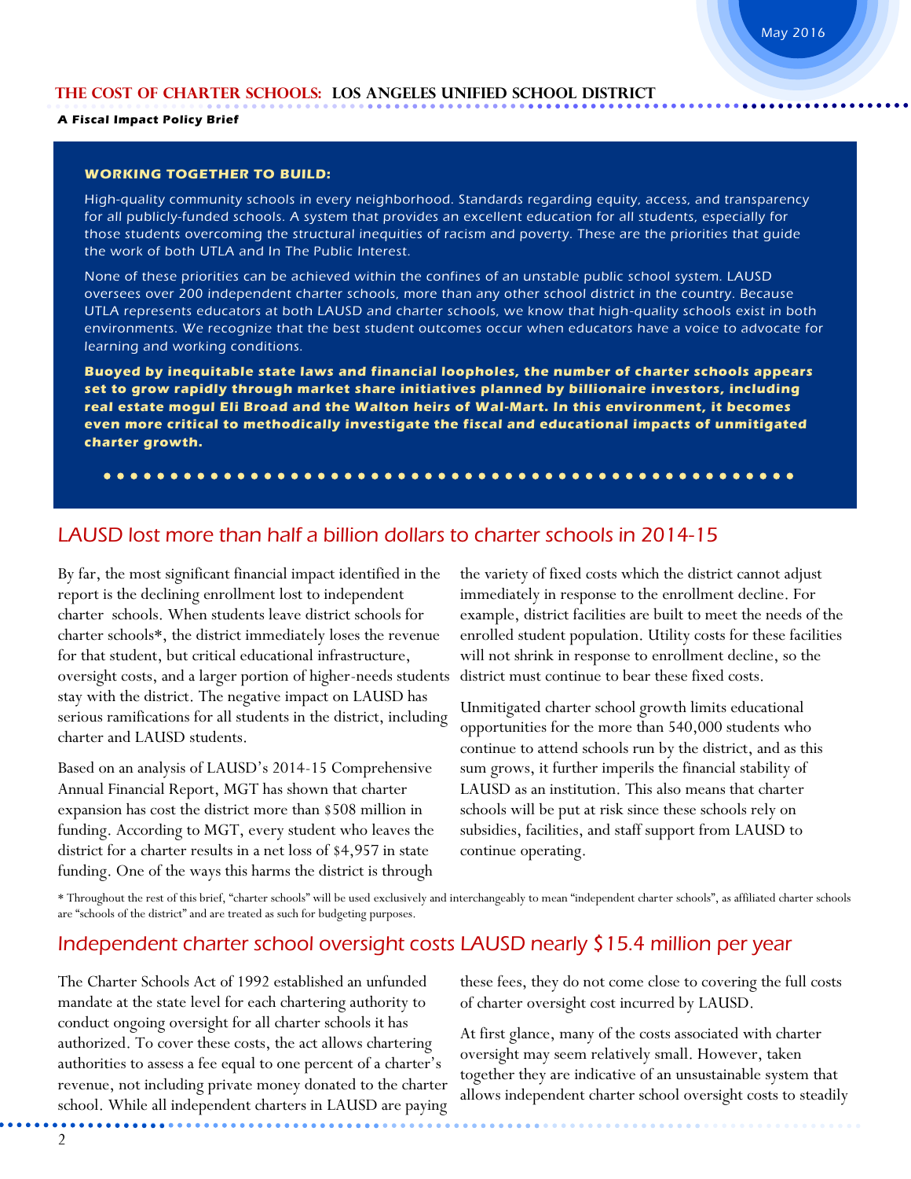**Working Together to Build:**

High-quality community schools in every neighborhood. Standards regarding equity, access, and transparency for all publicly-funded schools. A system that provides an excellent education for all students, especially for those students overcoming the structural inequities of racism and poverty. These are the priorities that guide the work of both UTLA and In The Public Interest.

None of these priorities can be achieved within the confines of an unstable public school system. LAUSD oversees over 200 independent charter schools, more than any other school district in the country. Because UTLA represents educators at both LAUSD and charter schools, we know that high-quality schools exist in both environments. We recognize that the best student outcomes occur when educators have a voice to advocate for learning and working conditions.

**Buoyed by inequitable state laws and financial loopholes, the number of charter schools appears set to grow rapidly through market share initiatives planned by billionaire investors, including real estate mogul Eli Broad and the Walton heirs of Wal-Mart. In this environment, it becomes even more critical to methodically investigate the fiscal and educational impacts of unmitigated charter growth.**

## LAUSD lost more than half a billion dollars to charter schools in 2014-15

By far, the most significant financial impact identified in the report is the declining enrollment lost to independent charter schools. When students leave district schools for charter schools*, the district immediately loses the revenue for that student, but critical educational infrastructure, oversight costs, and a larger portion of higher-needs students stay with the district. The negative impact on LAUSD has serious ramifications for all students in the district, including charter and LAUSD students.

Based on an analysis of LAUSD's 2014-15 Comprehensive Annual Financial Report, MGT has shown that charter expansion has cost the district more than $508 million in funding. According to MGT, every student who leaves the district for a charter results in a net loss of $4,957 in state funding. One of the ways this harms the district is through the variety of fixed costs which the district cannot adjust immediately in response to the enrollment decline. For example, district facilities are built to meet the needs of the enrolled student population. Utility costs for these facilities will not shrink in response to enrollment decline, so the district must continue to bear these fixed costs.

Unmitigated charter school growth limits educational opportunities for the more than 540,000 students who continue to attend schools run by the district, and as this sum grows, it further imperils the financial stability of LAUSD as an institution. This also means that charter schools will be put at risk since these schools rely on subsidies, facilities, and staff support from LAUSD to continue operating.

\* Throughout the rest of this brief, "charter schools" will be used exclusively and interchangeably to mean "independent charter schools", as affiliated charter schools are "schools of the district" and are treated as such for budgeting purposes.

## Independent charter school oversight costs LAUSD nearly $15.4 million per year

The Charter Schools Act of 1992 established an unfunded mandate at the state level for each chartering authority to conduct ongoing oversight for all charter schools it has authorized. To cover these costs, the act allows chartering authorities to assess a fee equal to one percent of a charter's revenue, not including private money donated to the charter school. While all independent charters in LAUSD are paying these fees, they do not come close to covering the full costs of charter oversight cost incurred by LAUSD.

At first glance, many of the costs associated with charter oversight may seem relatively small. However, taken together they are indicative of an unsustainable system that allows independent charter school oversight costs to steadily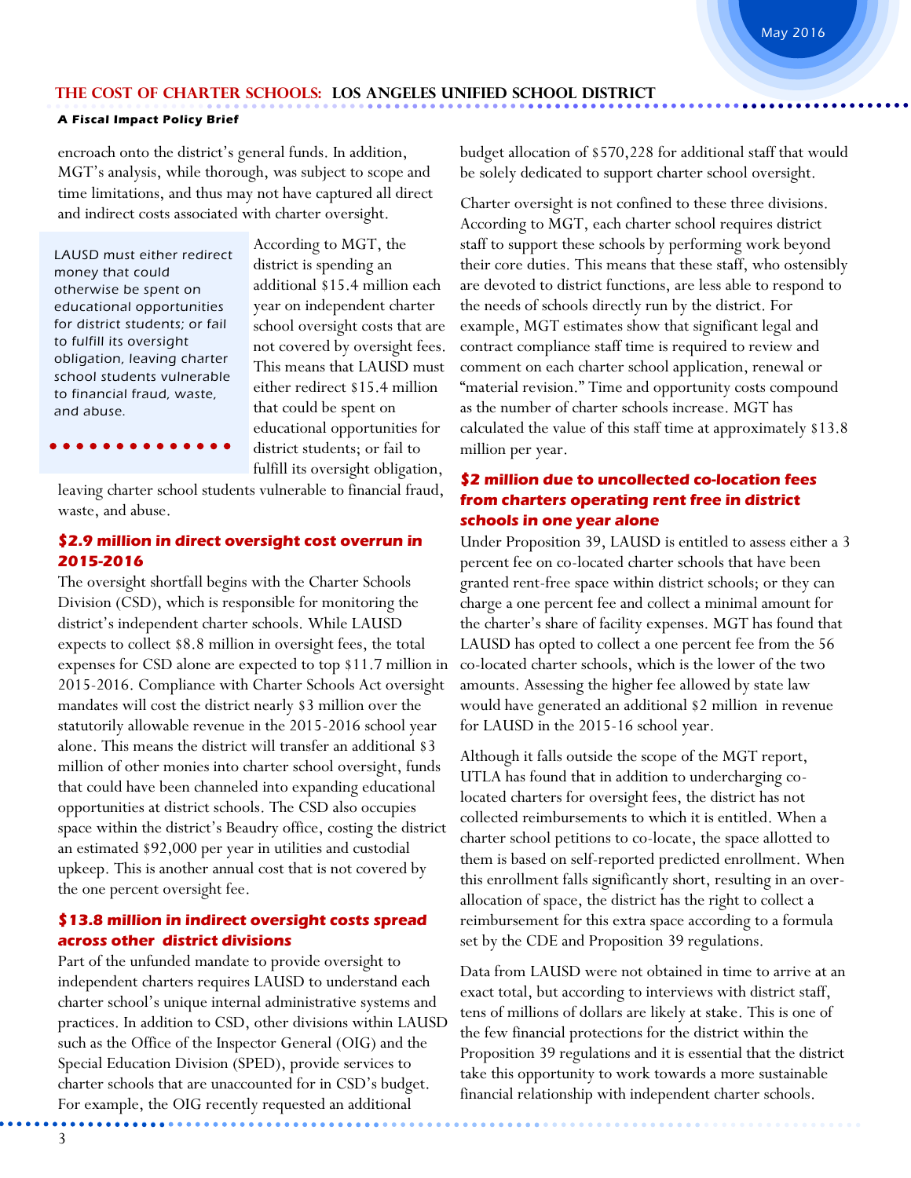encroach onto the district's general funds. In addition, MGT's analysis, while thorough, was subject to scope and time limitations, and thus may not have captured all direct and indirect costs associated with charter oversight.

*LAUSD must either redirect money that could otherwise be spent on educational opportunities for district students; or fail to fulfill its oversight obligation, leaving charter school students vulnerable to financial fraud, waste, and abuse.*

According to MGT, the district is spending an additional $15.4 million each year on independent charter school oversight costs that are not covered by oversight fees. This means that LAUSD must either redirect $15.4 million that could be spent on educational opportunities for district students; or fail to fulfill its oversight obligation, leaving charter school students vulnerable to financial fraud, waste, and abuse.

### $2.9 million in direct oversight cost overrun in 2015-2016

The oversight shortfall begins with the Charter Schools Division (CSD), which is responsible for monitoring the district's independent charter schools. While LAUSD expects to collect $8.8 million in oversight fees, the total expenses for CSD alone are expected to top $11.7 million in 2015-2016. Compliance with Charter Schools Act oversight mandates will cost the district nearly $3 million over the statutorily allowable revenue in the 2015-2016 school year alone. This means the district will transfer an additional $3 million of other monies into charter school oversight, funds that could have been channeled into expanding educational opportunities at district schools. The CSD also occupies space within the district's Beaudry office, costing the district an estimated $92,000 per year in utilities and custodial upkeep. This is another annual cost that is not covered by the one percent oversight fee.

### $13.8 million in indirect oversight costs spread across other district divisions

Part of the unfunded mandate to provide oversight to independent charters requires LAUSD to understand each charter school's unique internal administrative systems and practices. In addition to CSD, other divisions within LAUSD such as the Office of the Inspector General (OIG) and the Special Education Division (SPED), provide services to charter schools that are unaccounted for in CSD's budget. For example, the OIG recently requested an additional budget allocation of $570,228 for additional staff that would be solely dedicated to support charter school oversight.

Charter oversight is not confined to these three divisions. According to MGT, each charter school requires district staff to support these schools by performing work beyond their core duties. This means that these staff, who ostensibly are devoted to district functions, are less able to respond to the needs of schools directly run by the district. For example, MGT estimates show that significant legal and contract compliance staff time is required to review and comment on each charter school application, renewal or "material revision." Time and opportunity costs compound as the number of charter schools increase. MGT has calculated the value of this staff time at approximately $13.8 million per year.

### $2 million due to uncollected co-location fees from charters operating rent free in district schools in one year alone

Under Proposition 39, LAUSD is entitled to assess either a 3 percent fee on co-located charter schools that have been granted rent-free space within district schools; or they can charge a one percent fee and collect a minimal amount for the charter's share of facility expenses. MGT has found that LAUSD has opted to collect a one percent fee from the 56 co-located charter schools, which is the lower of the two amounts. Assessing the higher fee allowed by state law would have generated an additional $2 million in revenue for LAUSD in the 2015-16 school year.

Although it falls outside the scope of the MGT report, UTLA has found that in addition to undercharging co-located charters for oversight fees, the district has not collected reimbursements to which it is entitled. When a charter school petitions to co-locate, the space allotted to them is based on self-reported predicted enrollment. When this enrollment falls significantly short, resulting in an over-allocation of space, the district has the right to collect a reimbursement for this extra space according to a formula set by the CDE and Proposition 39 regulations.

Data from LAUSD were not obtained in time to arrive at an exact total, but according to interviews with district staff, tens of millions of dollars are likely at stake. This is one of the few financial protections for the district within the Proposition 39 regulations and it is essential that the district take this opportunity to work towards a more sustainable financial relationship with independent charter schools.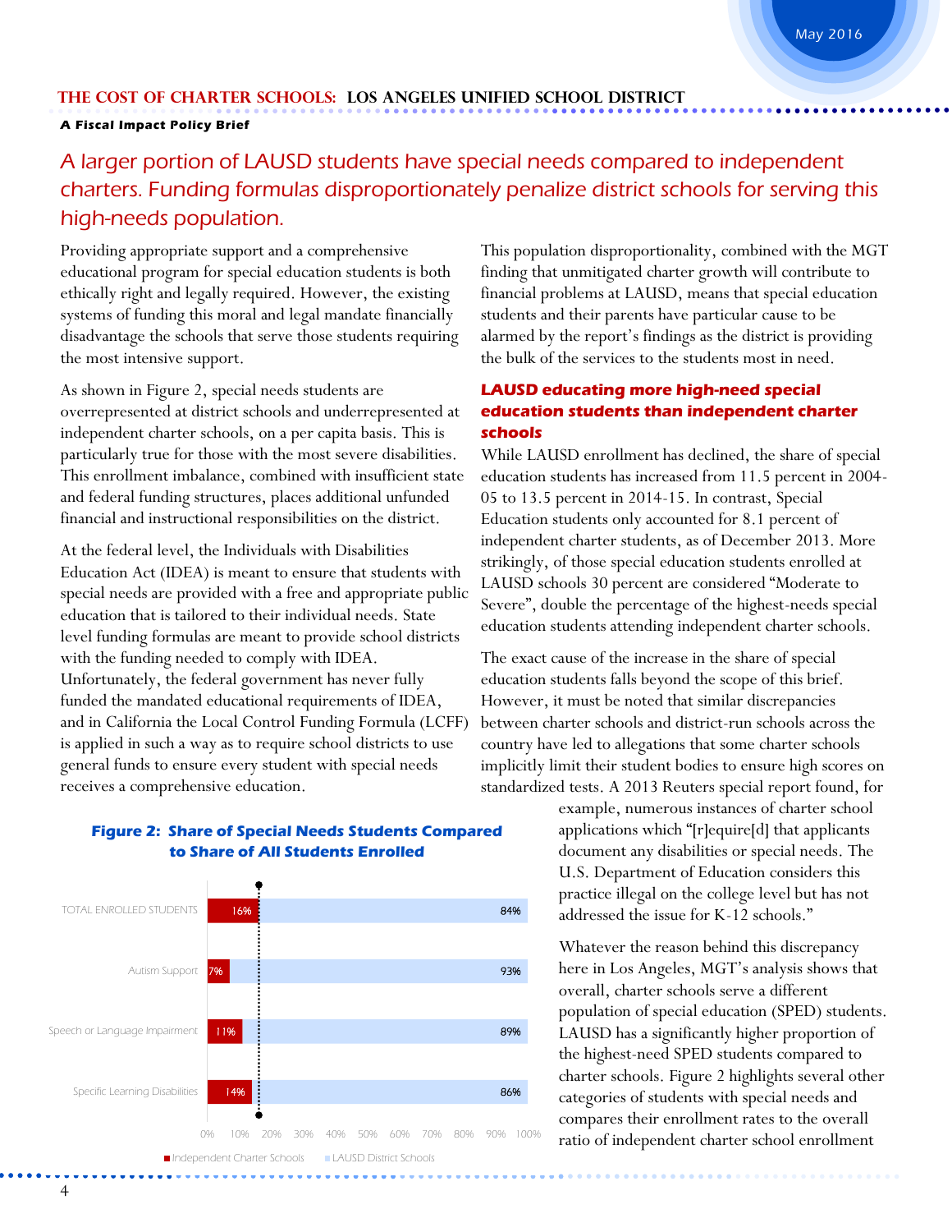## A larger portion of LAUSD students have special needs compared to independent charters. Funding formulas disproportionately penalize district schools for serving this high-needs population.

Providing appropriate support and a comprehensive educational program for special education students is both ethically right and legally required. However, the existing systems of funding this moral and legal mandate financially disadvantage the schools that serve those students requiring the most intensive support.

As shown in Figure 2, special needs students are overrepresented at district schools and underrepresented at independent charter schools, on a per capita basis. This is particularly true for those with the most severe disabilities. This enrollment imbalance, combined with insufficient state and federal funding structures, places additional unfunded financial and instructional responsibilities on the district.

At the federal level, the Individuals with Disabilities Education Act (IDEA) is meant to ensure that students with special needs are provided with a free and appropriate public education that is tailored to their individual needs. State level funding formulas are meant to provide school districts with the funding needed to comply with IDEA. Unfortunately, the federal government has never fully funded the mandated educational requirements of IDEA, and in California the Local Control Funding Formula (LCFF) is applied in such a way as to require school districts to use general funds to ensure every student with special needs receives a comprehensive education.

**Figure 2: Share of Special Needs Students Compared to Share of All Students Enrolled**

| Category | Independent Charter Schools | LAUSD District Schools |
|---|---|---|
| Total Enrolled Students | 16% | 84% |
| Autism Support | 7% | 93% |
| Speech or Language Impairment | 11% | 89% |
| Specific Learning Disabilities | 14% | 86% |

This population disproportionality, combined with the MGT finding that unmitigated charter growth will contribute to financial problems at LAUSD, means that special education students and their parents have particular cause to be alarmed by the report's findings as the district is providing the bulk of the services to the students most in need.

### LAUSD educating more high-need special education students than independent charter schools

While LAUSD enrollment has declined, the share of special education students has increased from 11.5 percent in 2004-05 to 13.5 percent in 2014-15. In contrast, Special Education students only accounted for 8.1 percent of independent charter students, as of December 2013. More strikingly, of those special education students enrolled at LAUSD schools 30 percent are considered "Moderate to Severe", double the percentage of the highest-needs special education students attending independent charter schools.

The exact cause of the increase in the share of special education students falls beyond the scope of this brief. However, it must be noted that similar discrepancies between charter schools and district-run schools across the country have led to allegations that some charter schools implicitly limit their student bodies to ensure high scores on standardized tests. A 2013 Reuters special report found, for example, numerous instances of charter school applications which "[r]equire[d] that applicants document any disabilities or special needs. The U.S. Department of Education considers this practice illegal on the college level but has not addressed the issue for K-12 schools."

Whatever the reason behind this discrepancy here in Los Angeles, MGT's analysis shows that overall, charter schools serve a different population of special education (SPED) students. LAUSD has a significantly higher proportion of the highest-need SPED students compared to charter schools. Figure 2 highlights several other categories of students with special needs and compares their enrollment rates to the overall ratio of independent charter school enrollment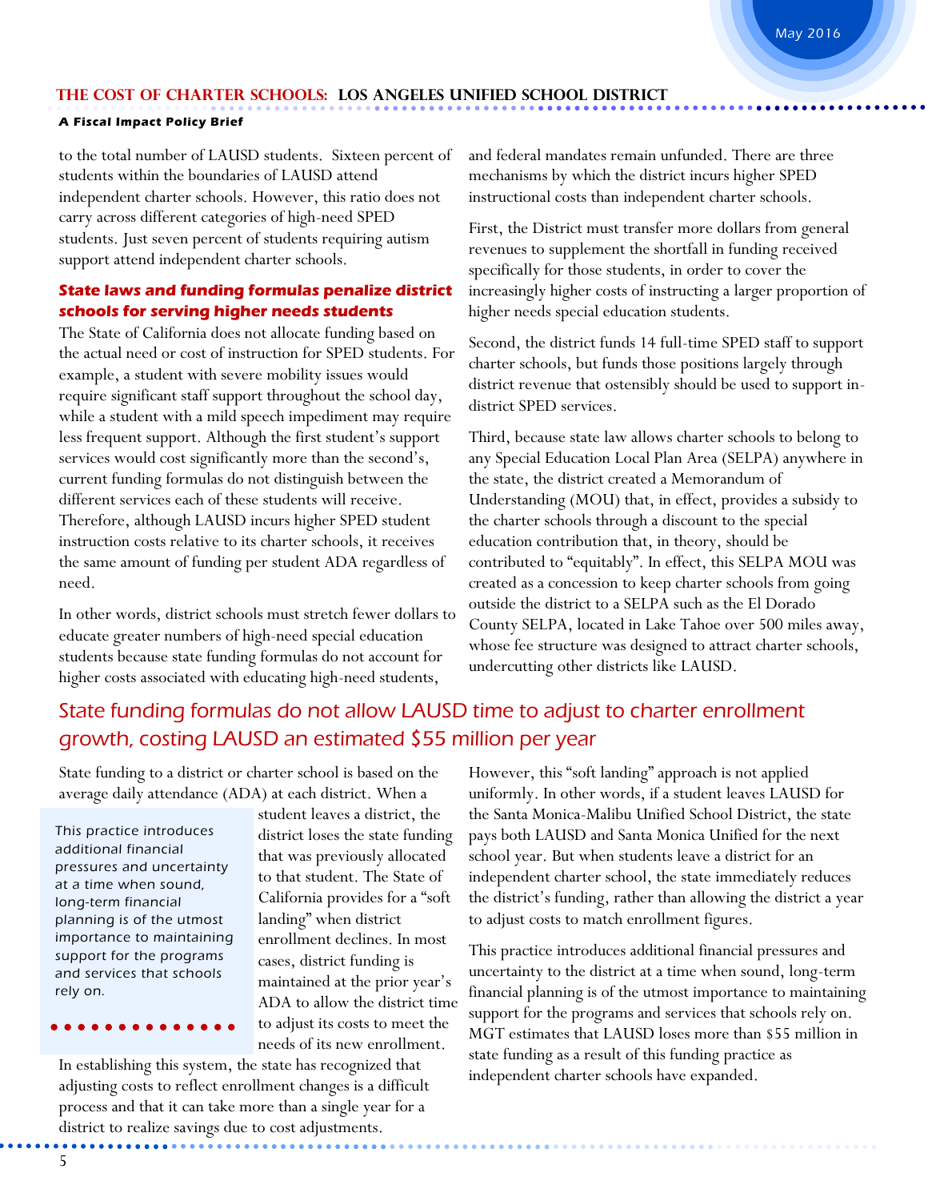to the total number of LAUSD students. Sixteen percent of students within the boundaries of LAUSD attend independent charter schools. However, this ratio does not carry across different categories of high-need SPED students. Just seven percent of students requiring autism support attend independent charter schools.

### State laws and funding formulas penalize district schools for serving higher needs students

The State of California does not allocate funding based on the actual need or cost of instruction for SPED students. For example, a student with severe mobility issues would require significant staff support throughout the school day, while a student with a mild speech impediment may require less frequent support. Although the first student's support services would cost significantly more than the second's, current funding formulas do not distinguish between the different services each of these students will receive. Therefore, although LAUSD incurs higher SPED student instruction costs relative to its charter schools, it receives the same amount of funding per student ADA regardless of need.

In other words, district schools must stretch fewer dollars to educate greater numbers of high-need special education students because state funding formulas do not account for higher costs associated with educating high-need students, and federal mandates remain unfunded. There are three mechanisms by which the district incurs higher SPED instructional costs than independent charter schools.

First, the District must transfer more dollars from general revenues to supplement the shortfall in funding received specifically for those students, in order to cover the increasingly higher costs of instructing a larger proportion of higher needs special education students.

Second, the district funds 14 full-time SPED staff to support charter schools, but funds those positions largely through district revenue that ostensibly should be used to support in-district SPED services.

Third, because state law allows charter schools to belong to any Special Education Local Plan Area (SELPA) anywhere in the state, the district created a Memorandum of Understanding (MOU) that, in effect, provides a subsidy to the charter schools through a discount to the special education contribution that, in theory, should be contributed to "equitably". In effect, this SELPA MOU was created as a concession to keep charter schools from going outside the district to a SELPA such as the El Dorado County SELPA, located in Lake Tahoe over 500 miles away, whose fee structure was designed to attract charter schools, undercutting other districts like LAUSD.

## State funding formulas do not allow LAUSD time to adjust to charter enrollment growth, costing LAUSD an estimated $55 million per year

State funding to a district or charter school is based on the average daily attendance (ADA) at each district. When a student leaves a district, the district loses the state funding that was previously allocated to that student. The State of California provides for a "soft landing" when district enrollment declines. In most cases, district funding is maintained at the prior year's ADA to allow the district time to adjust its costs to meet the needs of its new enrollment. In establishing this system, the state has recognized that adjusting costs to reflect enrollment changes is a difficult process and that it can take more than a single year for a district to realize savings due to cost adjustments.

> This practice introduces additional financial pressures and uncertainty at a time when sound, long-term financial planning is of the utmost importance to maintaining support for the programs and services that schools rely on.

However, this "soft landing" approach is not applied uniformly. In other words, if a student leaves LAUSD for the Santa Monica-Malibu Unified School District, the state pays both LAUSD and Santa Monica Unified for the next school year. But when students leave a district for an independent charter school, the state immediately reduces the district's funding, rather than allowing the district a year to adjust costs to match enrollment figures.

This practice introduces additional financial pressures and uncertainty to the district at a time when sound, long-term financial planning is of the utmost importance to maintaining support for the programs and services that schools rely on. MGT estimates that LAUSD loses more than $55 million in state funding as a result of this funding practice as independent charter schools have expanded.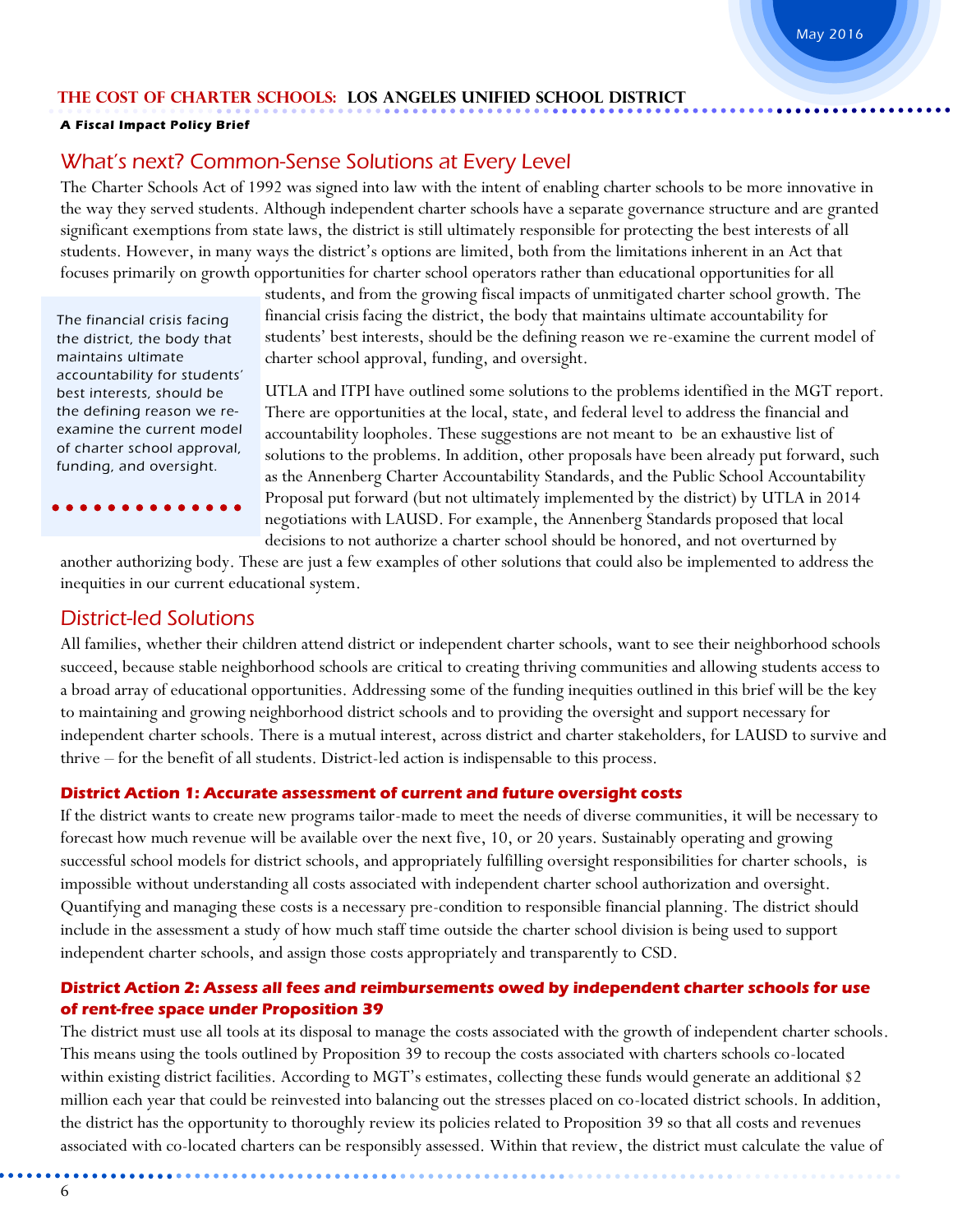## What's next? Common-Sense Solutions at Every Level

The Charter Schools Act of 1992 was signed into law with the intent of enabling charter schools to be more innovative in the way they served students. Although independent charter schools have a separate governance structure and are granted significant exemptions from state laws, the district is still ultimately responsible for protecting the best interests of all students. However, in many ways the district's options are limited, both from the limitations inherent in an Act that focuses primarily on growth opportunities for charter school operators rather than educational opportunities for all students, and from the growing fiscal impacts of unmitigated charter school growth. The financial crisis facing the district, the body that maintains ultimate accountability for students' best interests, should be the defining reason we re-examine the current model of charter school approval, funding, and oversight.

> The financial crisis facing the district, the body that maintains ultimate accountability for students' best interests, should be the defining reason we re-examine the current model of charter school approval, funding, and oversight.

UTLA and ITPI have outlined some solutions to the problems identified in the MGT report. There are opportunities at the local, state, and federal level to address the financial and accountability loopholes. These suggestions are not meant to be an exhaustive list of solutions to the problems. In addition, other proposals have been already put forward, such as the Annenberg Charter Accountability Standards, and the Public School Accountability Proposal put forward (but not ultimately implemented by the district) by UTLA in 2014 negotiations with LAUSD. For example, the Annenberg Standards proposed that local decisions to not authorize a charter school should be honored, and not overturned by another authorizing body. These are just a few examples of other solutions that could also be implemented to address the inequities in our current educational system.

## District-led Solutions

All families, whether their children attend district or independent charter schools, want to see their neighborhood schools succeed, because stable neighborhood schools are critical to creating thriving communities and allowing students access to a broad array of educational opportunities. Addressing some of the funding inequities outlined in this brief will be the key to maintaining and growing neighborhood district schools and to providing the oversight and support necessary for independent charter schools. There is a mutual interest, across district and charter stakeholders, for LAUSD to survive and thrive – for the benefit of all students. District-led action is indispensable to this process.

### District Action 1: Accurate assessment of current and future oversight costs

If the district wants to create new programs tailor-made to meet the needs of diverse communities, it will be necessary to forecast how much revenue will be available over the next five, 10, or 20 years. Sustainably operating and growing successful school models for district schools, and appropriately fulfilling oversight responsibilities for charter schools, is impossible without understanding all costs associated with independent charter school authorization and oversight. Quantifying and managing these costs is a necessary pre-condition to responsible financial planning. The district should include in the assessment a study of how much staff time outside the charter school division is being used to support independent charter schools, and assign those costs appropriately and transparently to CSD.

### District Action 2: Assess all fees and reimbursements owed by independent charter schools for use of rent-free space under Proposition 39

The district must use all tools at its disposal to manage the costs associated with the growth of independent charter schools. This means using the tools outlined by Proposition 39 to recoup the costs associated with charters schools co-located within existing district facilities. According to MGT's estimates, collecting these funds would generate an additional $2 million each year that could be reinvested into balancing out the stresses placed on co-located district schools. In addition, the district has the opportunity to thoroughly review its policies related to Proposition 39 so that all costs and revenues associated with co-located charters can be responsibly assessed. Within that review, the district must calculate the value of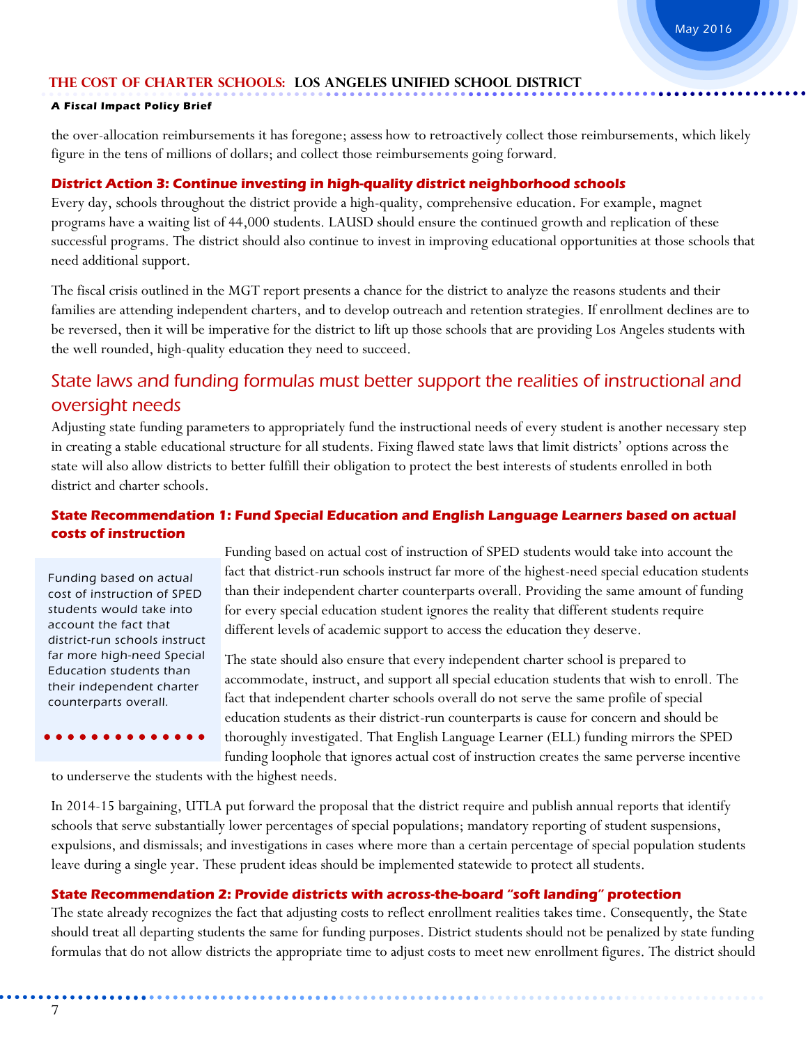the over-allocation reimbursements it has foregone; assess how to retroactively collect those reimbursements, which likely figure in the tens of millions of dollars; and collect those reimbursements going forward.

### District Action 3: Continue investing in high-quality district neighborhood schools

Every day, schools throughout the district provide a high-quality, comprehensive education. For example, magnet programs have a waiting list of 44,000 students. LAUSD should ensure the continued growth and replication of these successful programs. The district should also continue to invest in improving educational opportunities at those schools that need additional support.

The fiscal crisis outlined in the MGT report presents a chance for the district to analyze the reasons students and their families are attending independent charters, and to develop outreach and retention strategies. If enrollment declines are to be reversed, then it will be imperative for the district to lift up those schools that are providing Los Angeles students with the well rounded, high-quality education they need to succeed.

## State laws and funding formulas must better support the realities of instructional and oversight needs

Adjusting state funding parameters to appropriately fund the instructional needs of every student is another necessary step in creating a stable educational structure for all students. Fixing flawed state laws that limit districts' options across the state will also allow districts to better fulfill their obligation to protect the best interests of students enrolled in both district and charter schools.

### State Recommendation 1: Fund Special Education and English Language Learners based on actual costs of instruction

> Funding based on actual cost of instruction of SPED students would take into account the fact that district-run schools instruct far more high-need Special Education students than their independent charter counterparts overall.

Funding based on actual cost of instruction of SPED students would take into account the fact that district-run schools instruct far more of the highest-need special education students than their independent charter counterparts overall. Providing the same amount of funding for every special education student ignores the reality that different students require different levels of academic support to access the education they deserve.

The state should also ensure that every independent charter school is prepared to accommodate, instruct, and support all special education students that wish to enroll. The fact that independent charter schools overall do not serve the same profile of special education students as their district-run counterparts is cause for concern and should be thoroughly investigated. That English Language Learner (ELL) funding mirrors the SPED funding loophole that ignores actual cost of instruction creates the same perverse incentive to underserve the students with the highest needs.

In 2014-15 bargaining, UTLA put forward the proposal that the district require and publish annual reports that identify schools that serve substantially lower percentages of special populations; mandatory reporting of student suspensions, expulsions, and dismissals; and investigations in cases where more than a certain percentage of special population students leave during a single year. These prudent ideas should be implemented statewide to protect all students.

### State Recommendation 2: Provide districts with across-the-board "soft landing" protection

The state already recognizes the fact that adjusting costs to reflect enrollment realities takes time. Consequently, the State should treat all departing students the same for funding purposes. District students should not be penalized by state funding formulas that do not allow districts the appropriate time to adjust costs to meet new enrollment figures. The district should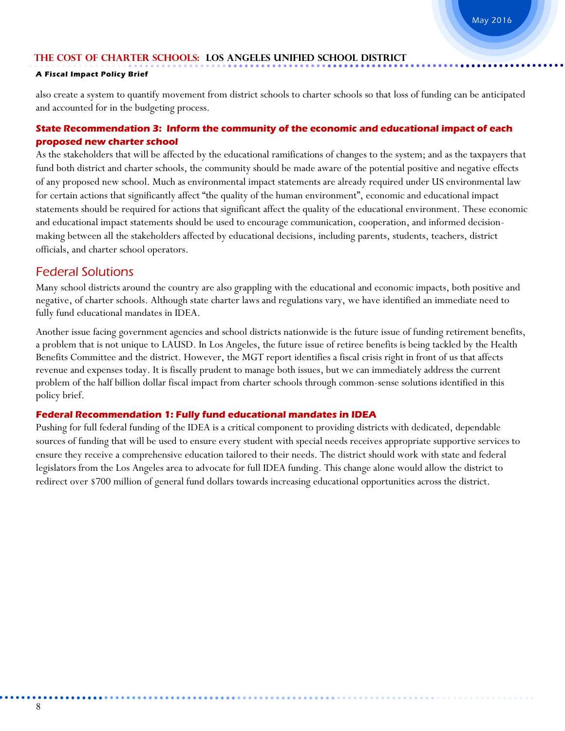also create a system to quantify movement from district schools to charter schools so that loss of funding can be anticipated and accounted for in the budgeting process.

### State Recommendation 3: Inform the community of the economic and educational impact of each proposed new charter school

As the stakeholders that will be affected by the educational ramifications of changes to the system; and as the taxpayers that fund both district and charter schools, the community should be made aware of the potential positive and negative effects of any proposed new school. Much as environmental impact statements are already required under US environmental law for certain actions that significantly affect "the quality of the human environment", economic and educational impact statements should be required for actions that significant affect the quality of the educational environment. These economic and educational impact statements should be used to encourage communication, cooperation, and informed decision-making between all the stakeholders affected by educational decisions, including parents, students, teachers, district officials, and charter school operators.

## Federal Solutions

Many school districts around the country are also grappling with the educational and economic impacts, both positive and negative, of charter schools. Although state charter laws and regulations vary, we have identified an immediate need to fully fund educational mandates in IDEA.

Another issue facing government agencies and school districts nationwide is the future issue of funding retirement benefits, a problem that is not unique to LAUSD. In Los Angeles, the future issue of retiree benefits is being tackled by the Health Benefits Committee and the district. However, the MGT report identifies a fiscal crisis right in front of us that affects revenue and expenses today. It is fiscally prudent to manage both issues, but we can immediately address the current problem of the half billion dollar fiscal impact from charter schools through common-sense solutions identified in this policy brief.

### Federal Recommendation 1: Fully fund educational mandates in IDEA

Pushing for full federal funding of the IDEA is a critical component to providing districts with dedicated, dependable sources of funding that will be used to ensure every student with special needs receives appropriate supportive services to ensure they receive a comprehensive education tailored to their needs. The district should work with state and federal legislators from the Los Angeles area to advocate for full IDEA funding. This change alone would allow the district to redirect over $700 million of general fund dollars towards increasing educational opportunities across the district.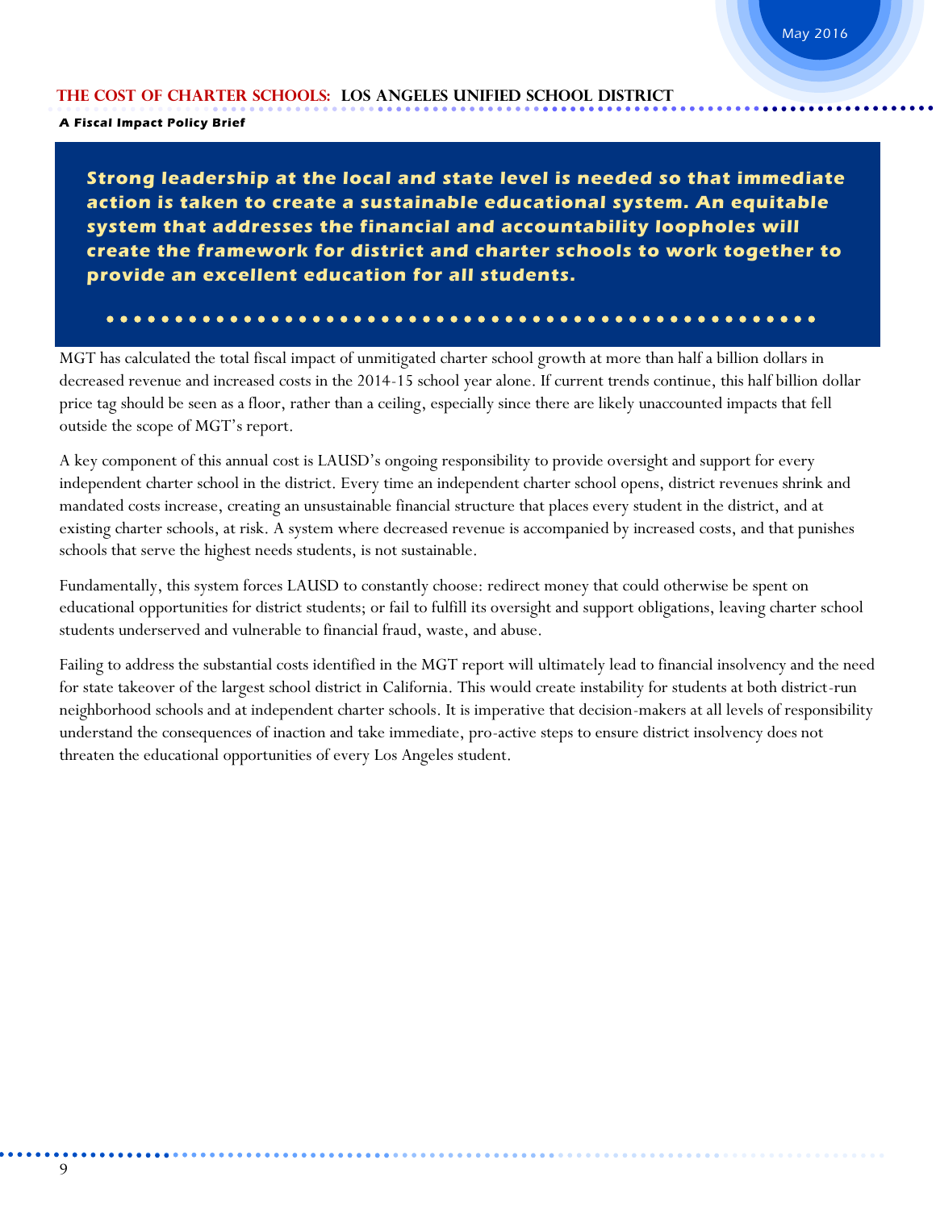**Strong leadership at the local and state level is needed so that immediate action is taken to create a sustainable educational system. An equitable system that addresses the financial and accountability loopholes will create the framework for district and charter schools to work together to provide an excellent education for all students.**

MGT has calculated the total fiscal impact of unmitigated charter school growth at more than half a billion dollars in decreased revenue and increased costs in the 2014-15 school year alone. If current trends continue, this half billion dollar price tag should be seen as a floor, rather than a ceiling, especially since there are likely unaccounted impacts that fell outside the scope of MGT's report.

A key component of this annual cost is LAUSD's ongoing responsibility to provide oversight and support for every independent charter school in the district. Every time an independent charter school opens, district revenues shrink and mandated costs increase, creating an unsustainable financial structure that places every student in the district, and at existing charter schools, at risk. A system where decreased revenue is accompanied by increased costs, and that punishes schools that serve the highest needs students, is not sustainable.

Fundamentally, this system forces LAUSD to constantly choose: redirect money that could otherwise be spent on educational opportunities for district students; or fail to fulfill its oversight and support obligations, leaving charter school students underserved and vulnerable to financial fraud, waste, and abuse.

Failing to address the substantial costs identified in the MGT report will ultimately lead to financial insolvency and the need for state takeover of the largest school district in California. This would create instability for students at both district-run neighborhood schools and at independent charter schools. It is imperative that decision-makers at all levels of responsibility understand the consequences of inaction and take immediate, pro-active steps to ensure district insolvency does not threaten the educational opportunities of every Los Angeles student.